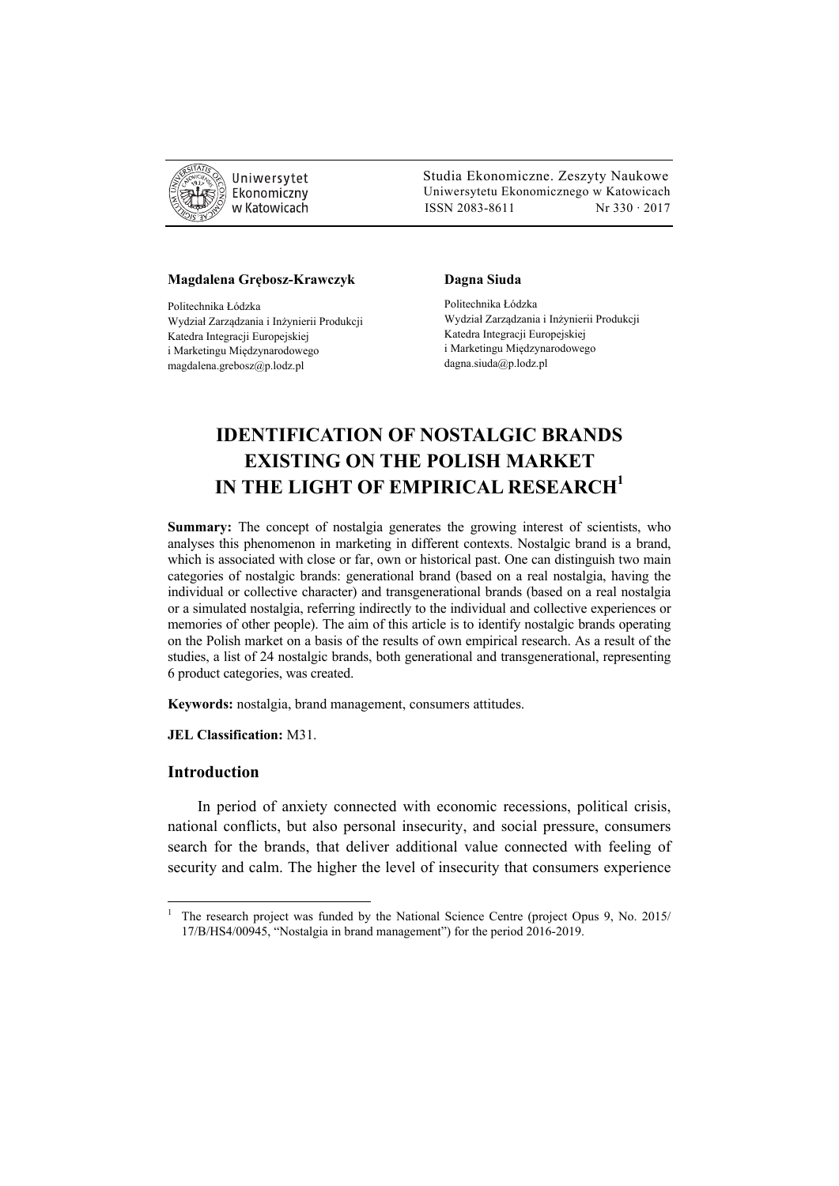Uniwersytet Ekonomiczny w Katowicach

Studia Ekonomiczne. Zeszyty Naukowe
Uniwersytetu Ekonomicznego w Katowicach
ISSN 2083-8611 Nr 330 · 2017

**Magdalena Grębosz-Krawczyk**

Politechnika Łódzka
Wydział Zarządzania i Inżynierii Produkcji
Katedra Integracji Europejskiej
i Marketingu Międzynarodowego
magdalena.grebosz@p.lodz.pl

**Dagna Siuda**

Politechnika Łódzka
Wydział Zarządzania i Inżynierii Produkcji
Katedra Integracji Europejskiej
i Marketingu Międzynarodowego
dagna.siuda@p.lodz.pl

# IDENTIFICATION OF NOSTALGIC BRANDS EXISTING ON THE POLISH MARKET IN THE LIGHT OF EMPIRICAL RESEARCH[1]

**Summary:** The concept of nostalgia generates the growing interest of scientists, who analyses this phenomenon in marketing in different contexts. Nostalgic brand is a brand, which is associated with close or far, own or historical past. One can distinguish two main categories of nostalgic brands: generational brand (based on a real nostalgia, having the individual or collective character) and transgenerational brands (based on a real nostalgia or a simulated nostalgia, referring indirectly to the individual and collective experiences or memories of other people). The aim of this article is to identify nostalgic brands operating on the Polish market on a basis of the results of own empirical research. As a result of the studies, a list of 24 nostalgic brands, both generational and transgenerational, representing 6 product categories, was created.

**Keywords:** nostalgia, brand management, consumers attitudes.

**JEL Classification:** M31.

## Introduction

In period of anxiety connected with economic recessions, political crisis, national conflicts, but also personal insecurity, and social pressure, consumers search for the brands, that deliver additional value connected with feeling of security and calm. The higher the level of insecurity that consumers experience

[1] The research project was funded by the National Science Centre (project Opus 9, No. 2015/17/B/HS4/00945, "Nostalgia in brand management") for the period 2016-2019.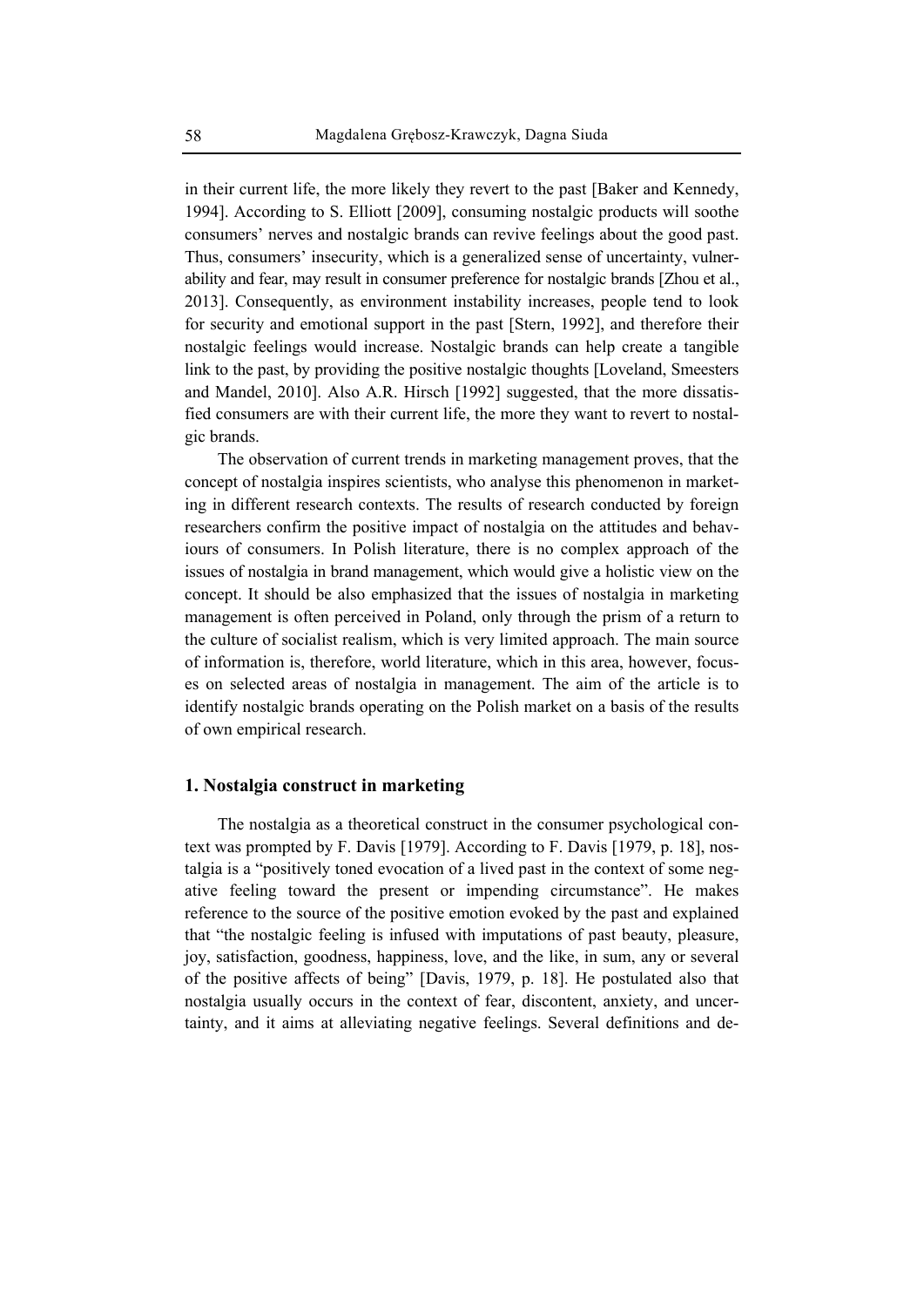in their current life, the more likely they revert to the past [Baker and Kennedy, 1994]. According to S. Elliott [2009], consuming nostalgic products will soothe consumers' nerves and nostalgic brands can revive feelings about the good past. Thus, consumers' insecurity, which is a generalized sense of uncertainty, vulnerability and fear, may result in consumer preference for nostalgic brands [Zhou et al., 2013]. Consequently, as environment instability increases, people tend to look for security and emotional support in the past [Stern, 1992], and therefore their nostalgic feelings would increase. Nostalgic brands can help create a tangible link to the past, by providing the positive nostalgic thoughts [Loveland, Smeesters and Mandel, 2010]. Also A.R. Hirsch [1992] suggested, that the more dissatisfied consumers are with their current life, the more they want to revert to nostalgic brands.

The observation of current trends in marketing management proves, that the concept of nostalgia inspires scientists, who analyse this phenomenon in marketing in different research contexts. The results of research conducted by foreign researchers confirm the positive impact of nostalgia on the attitudes and behaviours of consumers. In Polish literature, there is no complex approach of the issues of nostalgia in brand management, which would give a holistic view on the concept. It should be also emphasized that the issues of nostalgia in marketing management is often perceived in Poland, only through the prism of a return to the culture of socialist realism, which is very limited approach. The main source of information is, therefore, world literature, which in this area, however, focuses on selected areas of nostalgia in management. The aim of the article is to identify nostalgic brands operating on the Polish market on a basis of the results of own empirical research.

## 1. Nostalgia construct in marketing

The nostalgia as a theoretical construct in the consumer psychological context was prompted by F. Davis [1979]. According to F. Davis [1979, p. 18], nostalgia is a "positively toned evocation of a lived past in the context of some negative feeling toward the present or impending circumstance". He makes reference to the source of the positive emotion evoked by the past and explained that "the nostalgic feeling is infused with imputations of past beauty, pleasure, joy, satisfaction, goodness, happiness, love, and the like, in sum, any or several of the positive affects of being" [Davis, 1979, p. 18]. He postulated also that nostalgia usually occurs in the context of fear, discontent, anxiety, and uncertainty, and it aims at alleviating negative feelings. Several definitions and de-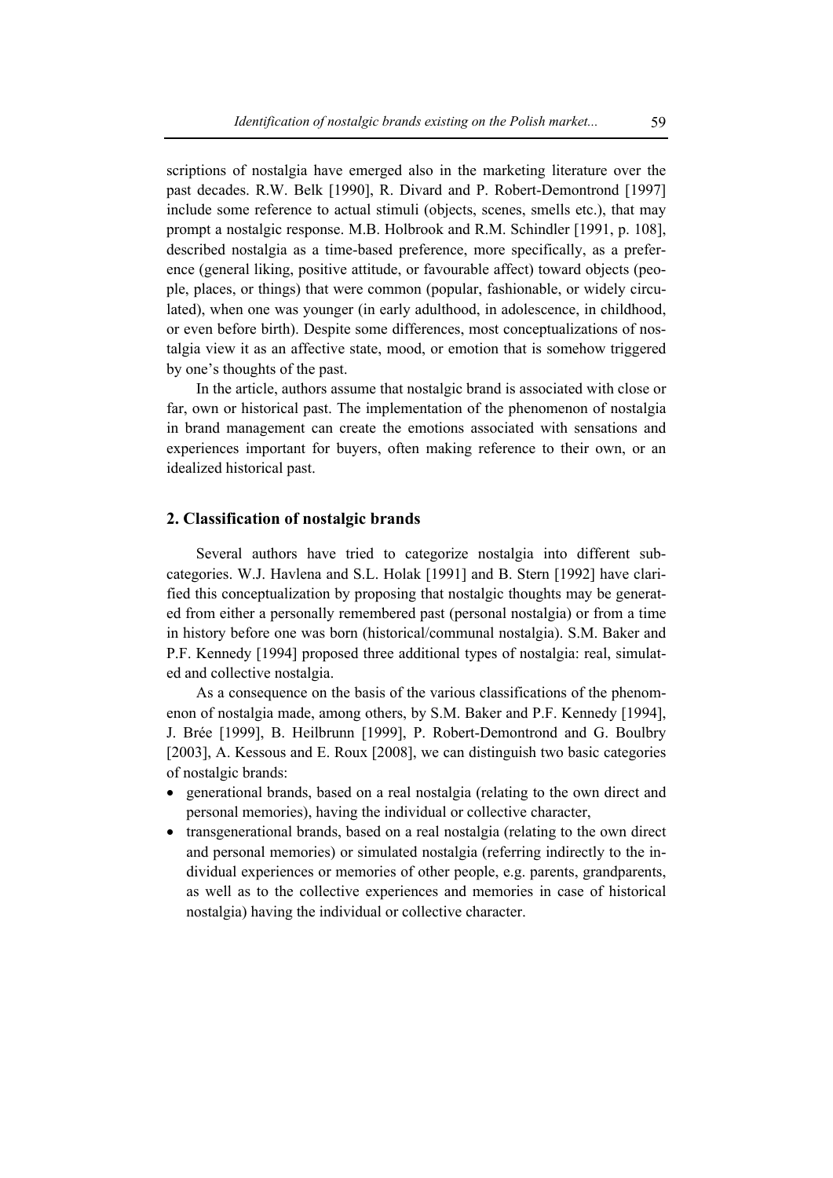scriptions of nostalgia have emerged also in the marketing literature over the past decades. R.W. Belk [1990], R. Divard and P. Robert-Demontrond [1997] include some reference to actual stimuli (objects, scenes, smells etc.), that may prompt a nostalgic response. M.B. Holbrook and R.M. Schindler [1991, p. 108], described nostalgia as a time-based preference, more specifically, as a preference (general liking, positive attitude, or favourable affect) toward objects (people, places, or things) that were common (popular, fashionable, or widely circulated), when one was younger (in early adulthood, in adolescence, in childhood, or even before birth). Despite some differences, most conceptualizations of nostalgia view it as an affective state, mood, or emotion that is somehow triggered by one's thoughts of the past.

In the article, authors assume that nostalgic brand is associated with close or far, own or historical past. The implementation of the phenomenon of nostalgia in brand management can create the emotions associated with sensations and experiences important for buyers, often making reference to their own, or an idealized historical past.

## 2. Classification of nostalgic brands

Several authors have tried to categorize nostalgia into different subcategories. W.J. Havlena and S.L. Holak [1991] and B. Stern [1992] have clarified this conceptualization by proposing that nostalgic thoughts may be generated from either a personally remembered past (personal nostalgia) or from a time in history before one was born (historical/communal nostalgia). S.M. Baker and P.F. Kennedy [1994] proposed three additional types of nostalgia: real, simulated and collective nostalgia.

As a consequence on the basis of the various classifications of the phenomenon of nostalgia made, among others, by S.M. Baker and P.F. Kennedy [1994], J. Brée [1999], B. Heilbrunn [1999], P. Robert-Demontrond and G. Boulbry [2003], A. Kessous and E. Roux [2008], we can distinguish two basic categories of nostalgic brands:

- generational brands, based on a real nostalgia (relating to the own direct and personal memories), having the individual or collective character,
- transgenerational brands, based on a real nostalgia (relating to the own direct and personal memories) or simulated nostalgia (referring indirectly to the individual experiences or memories of other people, e.g. parents, grandparents, as well as to the collective experiences and memories in case of historical nostalgia) having the individual or collective character.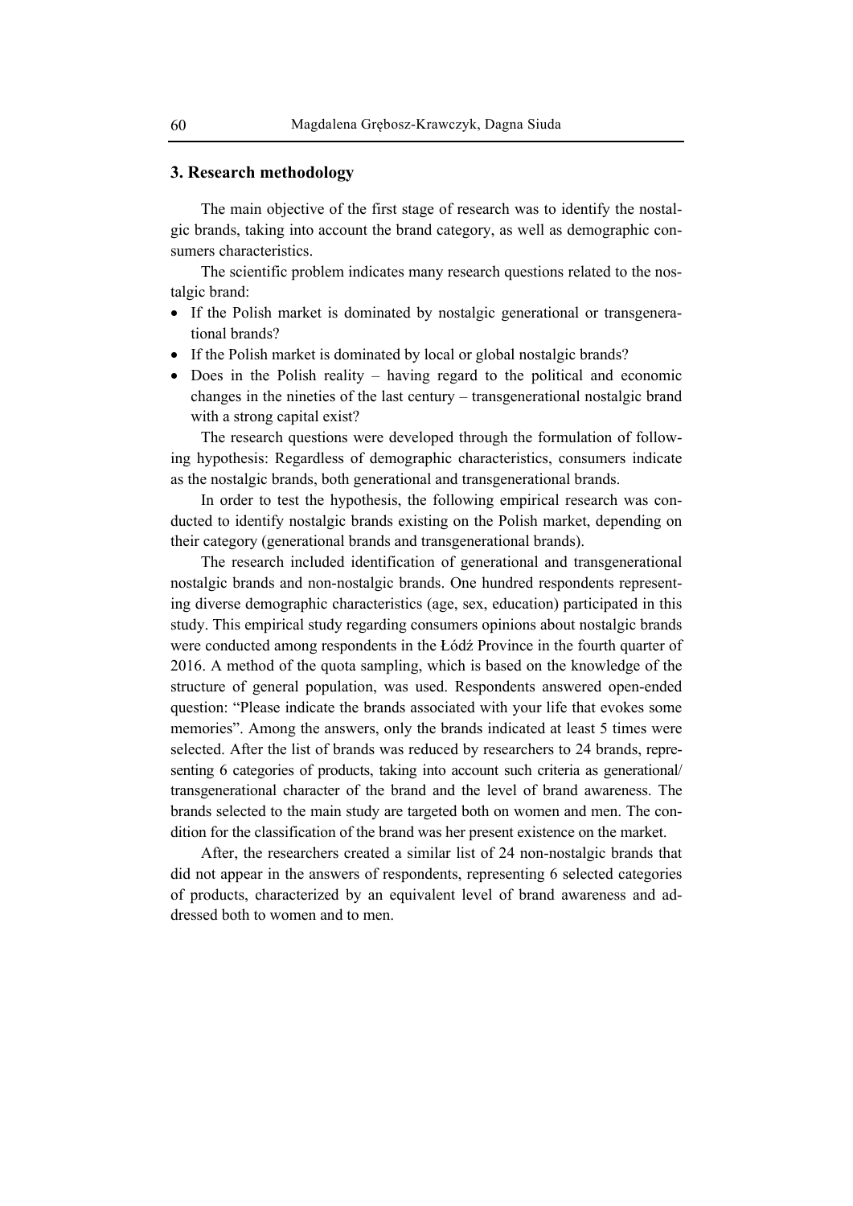## 3. Research methodology

The main objective of the first stage of research was to identify the nostalgic brands, taking into account the brand category, as well as demographic consumers characteristics.

The scientific problem indicates many research questions related to the nostalgic brand:

- If the Polish market is dominated by nostalgic generational or transgenerational brands?
- If the Polish market is dominated by local or global nostalgic brands?
- Does in the Polish reality – having regard to the political and economic changes in the nineties of the last century – transgenerational nostalgic brand with a strong capital exist?

The research questions were developed through the formulation of following hypothesis: Regardless of demographic characteristics, consumers indicate as the nostalgic brands, both generational and transgenerational brands.

In order to test the hypothesis, the following empirical research was conducted to identify nostalgic brands existing on the Polish market, depending on their category (generational brands and transgenerational brands).

The research included identification of generational and transgenerational nostalgic brands and non-nostalgic brands. One hundred respondents representing diverse demographic characteristics (age, sex, education) participated in this study. This empirical study regarding consumers opinions about nostalgic brands were conducted among respondents in the Łódź Province in the fourth quarter of 2016. A method of the quota sampling, which is based on the knowledge of the structure of general population, was used. Respondents answered open-ended question: "Please indicate the brands associated with your life that evokes some memories". Among the answers, only the brands indicated at least 5 times were selected. After the list of brands was reduced by researchers to 24 brands, representing 6 categories of products, taking into account such criteria as generational/transgenerational character of the brand and the level of brand awareness. The brands selected to the main study are targeted both on women and men. The condition for the classification of the brand was her present existence on the market.

After, the researchers created a similar list of 24 non-nostalgic brands that did not appear in the answers of respondents, representing 6 selected categories of products, characterized by an equivalent level of brand awareness and addressed both to women and to men.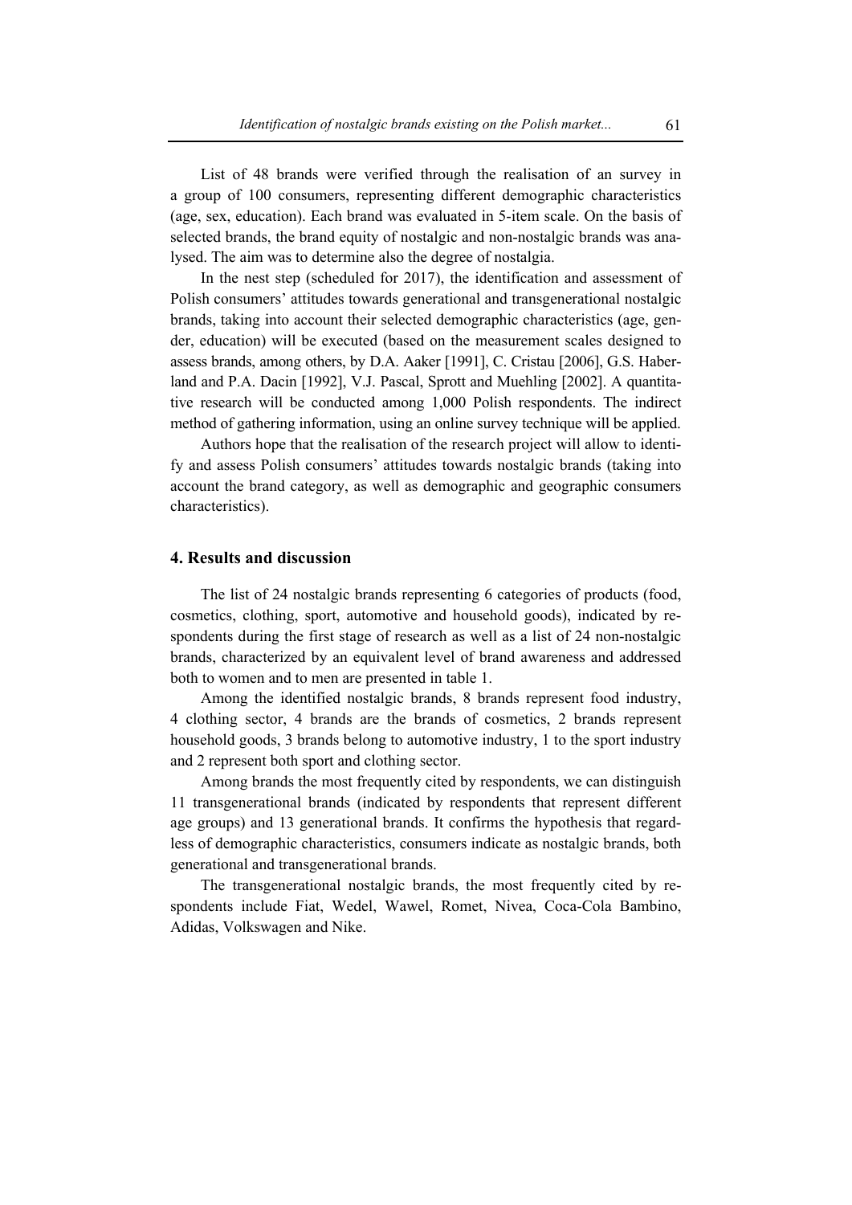List of 48 brands were verified through the realisation of an survey in a group of 100 consumers, representing different demographic characteristics (age, sex, education). Each brand was evaluated in 5-item scale. On the basis of selected brands, the brand equity of nostalgic and non-nostalgic brands was analysed. The aim was to determine also the degree of nostalgia.

In the nest step (scheduled for 2017), the identification and assessment of Polish consumers' attitudes towards generational and transgenerational nostalgic brands, taking into account their selected demographic characteristics (age, gender, education) will be executed (based on the measurement scales designed to assess brands, among others, by D.A. Aaker [1991], C. Cristau [2006], G.S. Haberland and P.A. Dacin [1992], V.J. Pascal, Sprott and Muehling [2002]. A quantitative research will be conducted among 1,000 Polish respondents. The indirect method of gathering information, using an online survey technique will be applied.

Authors hope that the realisation of the research project will allow to identify and assess Polish consumers' attitudes towards nostalgic brands (taking into account the brand category, as well as demographic and geographic consumers characteristics).

## 4. Results and discussion

The list of 24 nostalgic brands representing 6 categories of products (food, cosmetics, clothing, sport, automotive and household goods), indicated by respondents during the first stage of research as well as a list of 24 non-nostalgic brands, characterized by an equivalent level of brand awareness and addressed both to women and to men are presented in table 1.

Among the identified nostalgic brands, 8 brands represent food industry, 4 clothing sector, 4 brands are the brands of cosmetics, 2 brands represent household goods, 3 brands belong to automotive industry, 1 to the sport industry and 2 represent both sport and clothing sector.

Among brands the most frequently cited by respondents, we can distinguish 11 transgenerational brands (indicated by respondents that represent different age groups) and 13 generational brands. It confirms the hypothesis that regardless of demographic characteristics, consumers indicate as nostalgic brands, both generational and transgenerational brands.

The transgenerational nostalgic brands, the most frequently cited by respondents include Fiat, Wedel, Wawel, Romet, Nivea, Coca-Cola Bambino, Adidas, Volkswagen and Nike.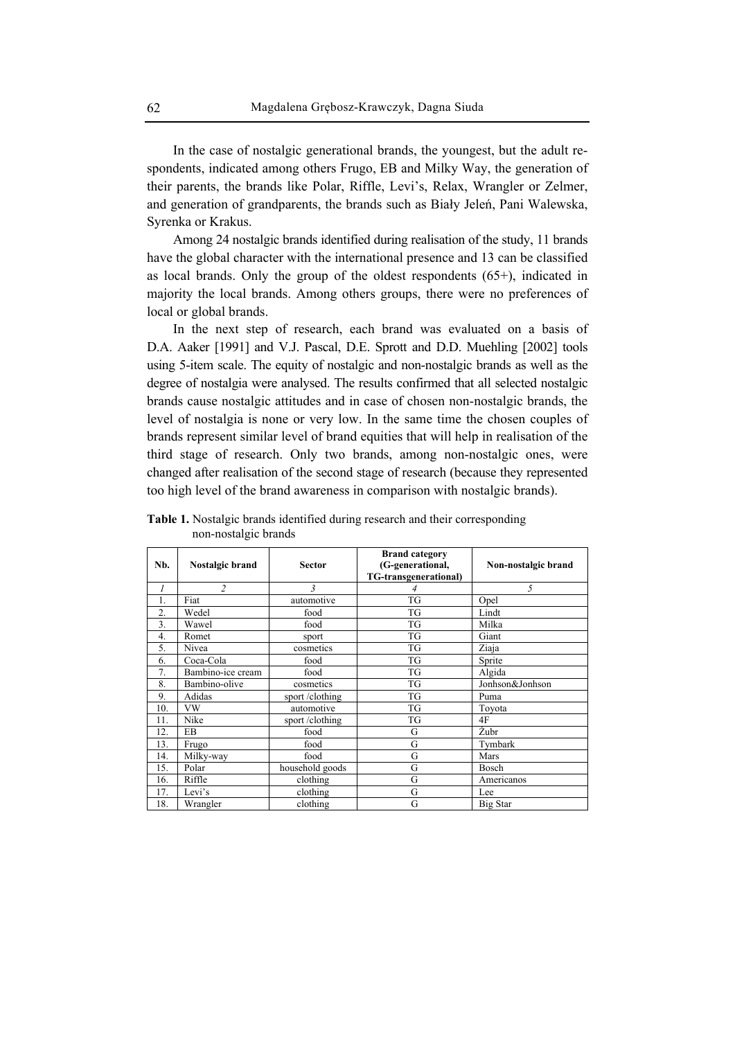In the case of nostalgic generational brands, the youngest, but the adult respondents, indicated among others Frugo, EB and Milky Way, the generation of their parents, the brands like Polar, Riffle, Levi's, Relax, Wrangler or Zelmer, and generation of grandparents, the brands such as Biały Jeleń, Pani Walewska, Syrenka or Krakus.

Among 24 nostalgic brands identified during realisation of the study, 11 brands have the global character with the international presence and 13 can be classified as local brands. Only the group of the oldest respondents (65+), indicated in majority the local brands. Among others groups, there were no preferences of local or global brands.

In the next step of research, each brand was evaluated on a basis of D.A. Aaker [1991] and V.J. Pascal, D.E. Sprott and D.D. Muehling [2002] tools using 5-item scale. The equity of nostalgic and non-nostalgic brands as well as the degree of nostalgia were analysed. The results confirmed that all selected nostalgic brands cause nostalgic attitudes and in case of chosen non-nostalgic brands, the level of nostalgia is none or very low. In the same time the chosen couples of brands represent similar level of brand equities that will help in realisation of the third stage of research. Only two brands, among non-nostalgic ones, were changed after realisation of the second stage of research (because they represented too high level of the brand awareness in comparison with nostalgic brands).

**Table 1.** Nostalgic brands identified during research and their corresponding non-nostalgic brands

| Nb. | Nostalgic brand | Sector | Brand category (G-generational, TG-transgenerational) | Non-nostalgic brand |
|---|---|---|---|---|
| *1* | *2* | *3* | *4* | *5* |
| 1. | Fiat | automotive | TG | Opel |
| 2. | Wedel | food | TG | Lindt |
| 3. | Wawel | food | TG | Milka |
| 4. | Romet | sport | TG | Giant |
| 5. | Nivea | cosmetics | TG | Ziaja |
| 6. | Coca-Cola | food | TG | Sprite |
| 7. | Bambino-ice cream | food | TG | Algida |
| 8. | Bambino-olive | cosmetics | TG | Jonhson&Jonhson |
| 9. | Adidas | sport /clothing | TG | Puma |
| 10. | VW | automotive | TG | Toyota |
| 11. | Nike | sport /clothing | TG | 4F |
| 12. | EB | food | G | Żubr |
| 13. | Frugo | food | G | Tymbark |
| 14. | Milky-way | food | G | Mars |
| 15. | Polar | household goods | G | Bosch |
| 16. | Riffle | clothing | G | Americanos |
| 17. | Levi's | clothing | G | Lee |
| 18. | Wrangler | clothing | G | Big Star |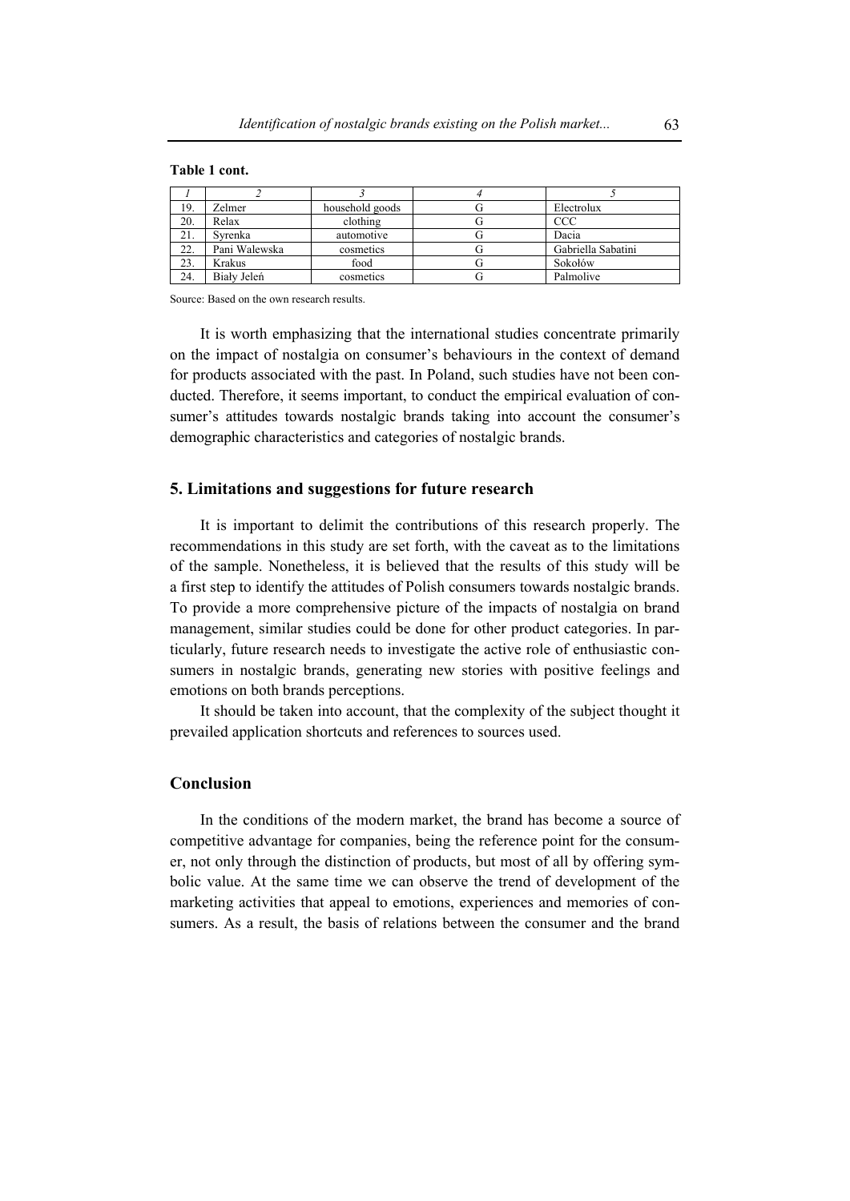**Table 1 cont.**

| *1* | *2* | *3* | *4* | *5* |
|---|---|---|---|---|
| 19. | Zelmer | household goods | G | Electrolux |
| 20. | Relax | clothing | G | CCC |
| 21. | Syrenka | automotive | G | Dacia |
| 22. | Pani Walewska | cosmetics | G | Gabriella Sabatini |
| 23. | Krakus | food | G | Sokołów |
| 24. | Biały Jeleń | cosmetics | G | Palmolive |

Source: Based on the own research results.

It is worth emphasizing that the international studies concentrate primarily on the impact of nostalgia on consumer's behaviours in the context of demand for products associated with the past. In Poland, such studies have not been conducted. Therefore, it seems important, to conduct the empirical evaluation of consumer's attitudes towards nostalgic brands taking into account the consumer's demographic characteristics and categories of nostalgic brands.

## 5. Limitations and suggestions for future research

It is important to delimit the contributions of this research properly. The recommendations in this study are set forth, with the caveat as to the limitations of the sample. Nonetheless, it is believed that the results of this study will be a first step to identify the attitudes of Polish consumers towards nostalgic brands. To provide a more comprehensive picture of the impacts of nostalgia on brand management, similar studies could be done for other product categories. In particularly, future research needs to investigate the active role of enthusiastic consumers in nostalgic brands, generating new stories with positive feelings and emotions on both brands perceptions.

It should be taken into account, that the complexity of the subject thought it prevailed application shortcuts and references to sources used.

## Conclusion

In the conditions of the modern market, the brand has become a source of competitive advantage for companies, being the reference point for the consumer, not only through the distinction of products, but most of all by offering symbolic value. At the same time we can observe the trend of development of the marketing activities that appeal to emotions, experiences and memories of consumers. As a result, the basis of relations between the consumer and the brand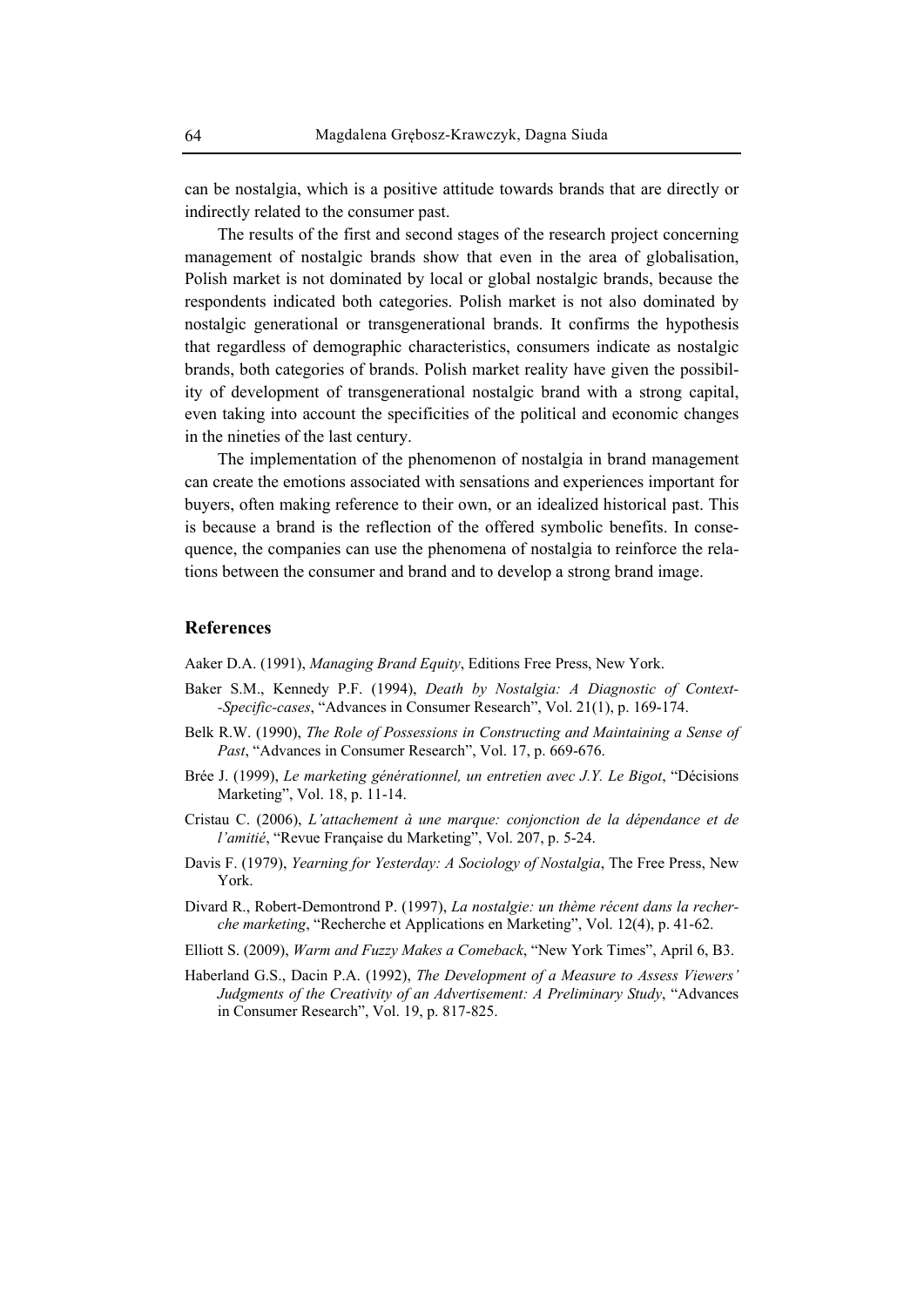can be nostalgia, which is a positive attitude towards brands that are directly or indirectly related to the consumer past.

The results of the first and second stages of the research project concerning management of nostalgic brands show that even in the area of globalisation, Polish market is not dominated by local or global nostalgic brands, because the respondents indicated both categories. Polish market is not also dominated by nostalgic generational or transgenerational brands. It confirms the hypothesis that regardless of demographic characteristics, consumers indicate as nostalgic brands, both categories of brands. Polish market reality have given the possibility of development of transgenerational nostalgic brand with a strong capital, even taking into account the specificities of the political and economic changes in the nineties of the last century.

The implementation of the phenomenon of nostalgia in brand management can create the emotions associated with sensations and experiences important for buyers, often making reference to their own, or an idealized historical past. This is because a brand is the reflection of the offered symbolic benefits. In consequence, the companies can use the phenomena of nostalgia to reinforce the relations between the consumer and brand and to develop a strong brand image.

## References

Aaker D.A. (1991), *Managing Brand Equity*, Editions Free Press, New York.

Baker S.M., Kennedy P.F. (1994), *Death by Nostalgia: A Diagnostic of Context--Specific-cases*, "Advances in Consumer Research", Vol. 21(1), p. 169-174.

Belk R.W. (1990), *The Role of Possessions in Constructing and Maintaining a Sense of Past*, "Advances in Consumer Research", Vol. 17, p. 669-676.

Brée J. (1999), *Le marketing générationnel, un entretien avec J.Y. Le Bigot*, "Décisions Marketing", Vol. 18, p. 11-14.

Cristau C. (2006), *L'attachement à une marque: conjonction de la dépendance et de l'amitié*, "Revue Française du Marketing", Vol. 207, p. 5-24.

Davis F. (1979), *Yearning for Yesterday: A Sociology of Nostalgia*, The Free Press, New York.

Divard R., Robert-Demontrond P. (1997), *La nostalgie: un thème récent dans la recherche marketing*, "Recherche et Applications en Marketing", Vol. 12(4), p. 41-62.

Elliott S. (2009), *Warm and Fuzzy Makes a Comeback*, "New York Times", April 6, B3.

Haberland G.S., Dacin P.A. (1992), *The Development of a Measure to Assess Viewers' Judgments of the Creativity of an Advertisement: A Preliminary Study*, "Advances in Consumer Research", Vol. 19, p. 817-825.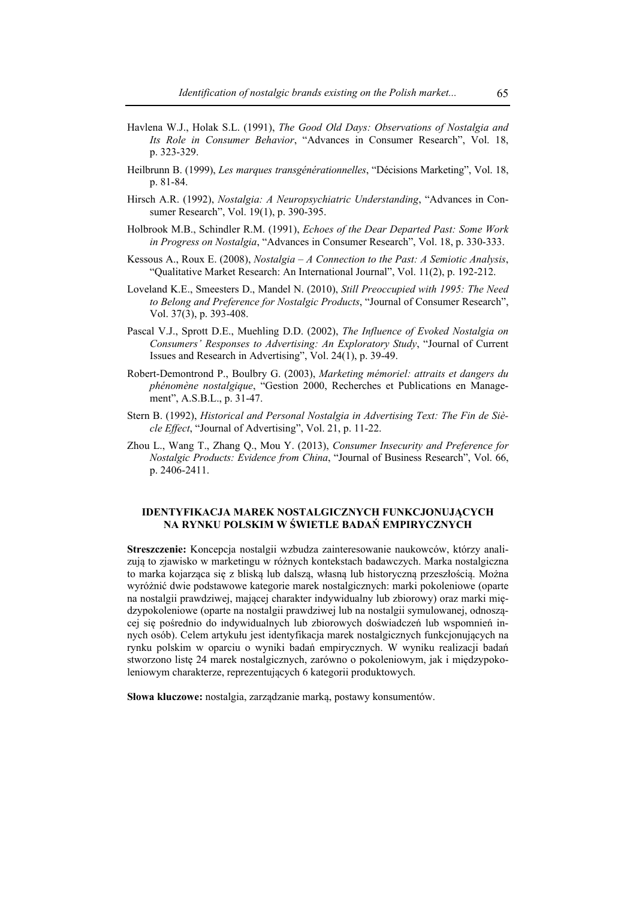Havlena W.J., Holak S.L. (1991), *The Good Old Days: Observations of Nostalgia and Its Role in Consumer Behavior*, "Advances in Consumer Research", Vol. 18, p. 323-329.

Heilbrunn B. (1999), *Les marques transgénérationnelles*, "Décisions Marketing", Vol. 18, p. 81-84.

Hirsch A.R. (1992), *Nostalgia: A Neuropsychiatric Understanding*, "Advances in Consumer Research", Vol. 19(1), p. 390-395.

Holbrook M.B., Schindler R.M. (1991), *Echoes of the Dear Departed Past: Some Work in Progress on Nostalgia*, "Advances in Consumer Research", Vol. 18, p. 330-333.

Kessous A., Roux E. (2008), *Nostalgia – A Connection to the Past: A Semiotic Analysis*, "Qualitative Market Research: An International Journal", Vol. 11(2), p. 192-212.

Loveland K.E., Smeesters D., Mandel N. (2010), *Still Preoccupied with 1995: The Need to Belong and Preference for Nostalgic Products*, "Journal of Consumer Research", Vol. 37(3), p. 393-408.

Pascal V.J., Sprott D.E., Muehling D.D. (2002), *The Influence of Evoked Nostalgia on Consumers' Responses to Advertising: An Exploratory Study*, "Journal of Current Issues and Research in Advertising", Vol. 24(1), p. 39-49.

Robert-Demontrond P., Boulbry G. (2003), *Marketing mémoriel: attraits et dangers du phénomène nostalgique*, "Gestion 2000, Recherches et Publications en Management", A.S.B.L., p. 31-47.

Stern B. (1992), *Historical and Personal Nostalgia in Advertising Text: The Fin de Siècle Effect*, "Journal of Advertising", Vol. 21, p. 11-22.

Zhou L., Wang T., Zhang Q., Mou Y. (2013), *Consumer Insecurity and Preference for Nostalgic Products: Evidence from China*, "Journal of Business Research", Vol. 66, p. 2406-2411.

## IDENTYFIKACJA MAREK NOSTALGICZNYCH FUNKCJONUJĄCYCH NA RYNKU POLSKIM W ŚWIETLE BADAŃ EMPIRYCZNYCH

**Streszczenie:** Koncepcja nostalgii wzbudza zainteresowanie naukowców, którzy analizują to zjawisko w marketingu w różnych kontekstach badawczych. Marka nostalgiczna to marka kojarząca się z bliską lub dalszą, własną lub historyczną przeszłością. Można wyróżnić dwie podstawowe kategorie marek nostalgicznych: marki pokoleniowe (oparte na nostalgii prawdziwej, mającej charakter indywidualny lub zbiorowy) oraz marki międzypokoleniowe (oparte na nostalgii prawdziwej lub na nostalgii symulowanej, odnoszącej się pośrednio do indywidualnych lub zbiorowych doświadczeń lub wspomnień innych osób). Celem artykułu jest identyfikacja marek nostalgicznych funkcjonujących na rynku polskim w oparciu o wyniki badań empirycznych. W wyniku realizacji badań stworzono listę 24 marek nostalgicznych, zarówno o pokoleniowym, jak i międzypokoleniowym charakterze, reprezentujących 6 kategorii produktowych.

**Słowa kluczowe:** nostalgia, zarządzanie marką, postawy konsumentów.